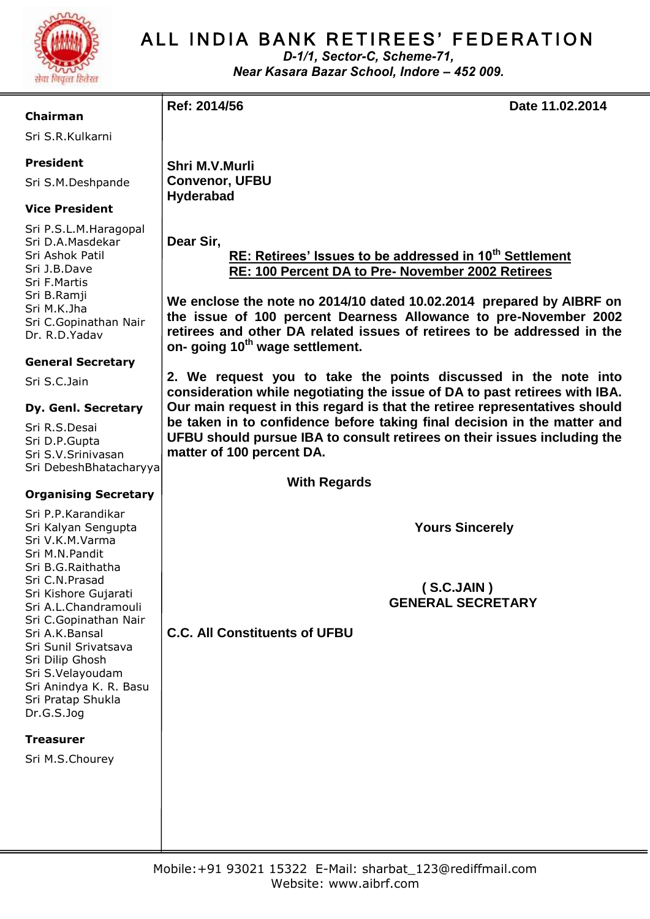# ALL INDIA BANK RETIREES' FEDERATION

*D-1/1, Sector-C, Scheme-71,*
*Near Kasara Bazar School, Indore – 452 009.*

**Chairman**
Sri S.R.Kulkarni

**President**
Sri S.M.Deshpande

**Vice President**
Sri P.S.L.M.Haragopal
Sri D.A.Masdekar
Sri Ashok Patil
Sri J.B.Dave
Sri F.Martis
Sri B.Ramji
Sri M.K.Jha
Sri C.Gopinathan Nair
Dr. R.D.Yadav

**General Secretary**
Sri S.C.Jain

**Dy. Genl. Secretary**
Sri R.S.Desai
Sri D.P.Gupta
Sri S.V.Srinivasan
Sri DebeshBhatacharyya

**Organising Secretary**
Sri P.P.Karandikar
Sri Kalyan Sengupta
Sri V.K.M.Varma
Sri M.N.Pandit
Sri B.G.Raithatha
Sri C.N.Prasad
Sri Kishore Gujarati
Sri A.L.Chandramouli
Sri C.Gopinathan Nair
Sri A.K.Bansal
Sri Sunil Srivatsava
Sri Dilip Ghosh
Sri S.Velayoudam
Sri Anindya K. R. Basu
Sri Pratap Shukla
Dr.G.S.Jog

**Treasurer**
Sri M.S.Chourey

---

**Ref: 2014/56** **Date 11.02.2014**

**Shri M.V.Murli**
**Convenor, UFBU**
**Hyderabad**

**Dear Sir,**

**RE: Retirees' Issues to be addressed in 10th Settlement**
**RE: 100 Percent DA to Pre- November 2002 Retirees**

**We enclose the note no 2014/10 dated 10.02.2014 prepared by AIBRF on the issue of 100 percent Dearness Allowance to pre-November 2002 retirees and other DA related issues of retirees to be addressed in the on- going 10th wage settlement.**

**2. We request you to take the points discussed in the note into consideration while negotiating the issue of DA to past retirees with IBA. Our main request in this regard is that the retiree representatives should be taken in to confidence before taking final decision in the matter and UFBU should pursue IBA to consult retirees on their issues including the matter of 100 percent DA.**

**With Regards**

**Yours Sincerely**

**( S.C.JAIN )**
**GENERAL SECRETARY**

**C.C. All Constituents of UFBU**

Mobile:+91 93021 15322 E-Mail: sharbat_123@rediffmail.com
Website: www.aibrf.com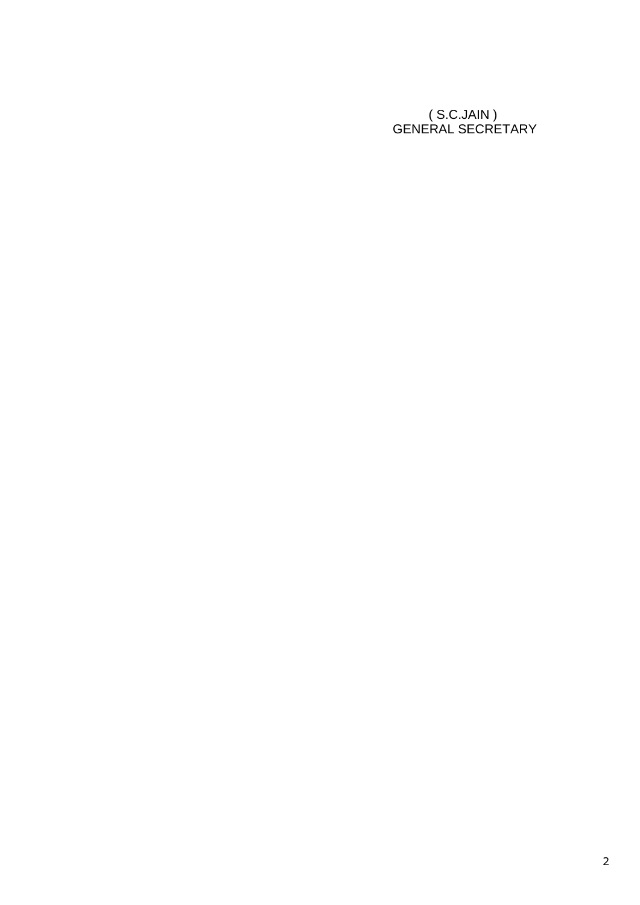( S.C.JAIN )
GENERAL SECRETARY